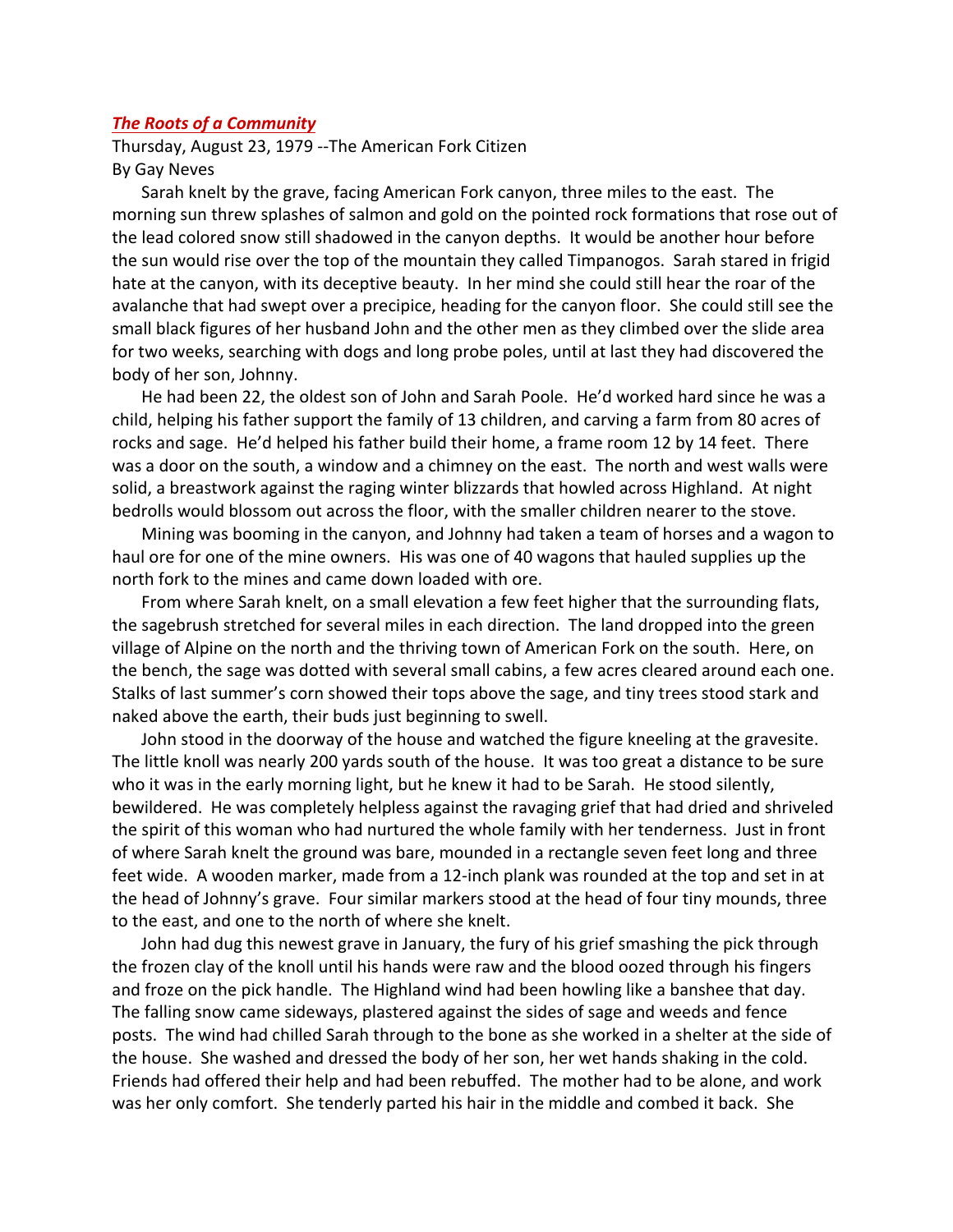***The Roots of a Community***

Thursday, August 23, 1979 --The American Fork Citizen
By Gay Neves

Sarah knelt by the grave, facing American Fork canyon, three miles to the east. The morning sun threw splashes of salmon and gold on the pointed rock formations that rose out of the lead colored snow still shadowed in the canyon depths. It would be another hour before the sun would rise over the top of the mountain they called Timpanogos. Sarah stared in frigid hate at the canyon, with its deceptive beauty. In her mind she could still hear the roar of the avalanche that had swept over a precipice, heading for the canyon floor. She could still see the small black figures of her husband John and the other men as they climbed over the slide area for two weeks, searching with dogs and long probe poles, until at last they had discovered the body of her son, Johnny.

He had been 22, the oldest son of John and Sarah Poole. He'd worked hard since he was a child, helping his father support the family of 13 children, and carving a farm from 80 acres of rocks and sage. He'd helped his father build their home, a frame room 12 by 14 feet. There was a door on the south, a window and a chimney on the east. The north and west walls were solid, a breastwork against the raging winter blizzards that howled across Highland. At night bedrolls would blossom out across the floor, with the smaller children nearer to the stove.

Mining was booming in the canyon, and Johnny had taken a team of horses and a wagon to haul ore for one of the mine owners. His was one of 40 wagons that hauled supplies up the north fork to the mines and came down loaded with ore.

From where Sarah knelt, on a small elevation a few feet higher that the surrounding flats, the sagebrush stretched for several miles in each direction. The land dropped into the green village of Alpine on the north and the thriving town of American Fork on the south. Here, on the bench, the sage was dotted with several small cabins, a few acres cleared around each one. Stalks of last summer's corn showed their tops above the sage, and tiny trees stood stark and naked above the earth, their buds just beginning to swell.

John stood in the doorway of the house and watched the figure kneeling at the gravesite. The little knoll was nearly 200 yards south of the house. It was too great a distance to be sure who it was in the early morning light, but he knew it had to be Sarah. He stood silently, bewildered. He was completely helpless against the ravaging grief that had dried and shriveled the spirit of this woman who had nurtured the whole family with her tenderness. Just in front of where Sarah knelt the ground was bare, mounded in a rectangle seven feet long and three feet wide. A wooden marker, made from a 12-inch plank was rounded at the top and set in at the head of Johnny's grave. Four similar markers stood at the head of four tiny mounds, three to the east, and one to the north of where she knelt.

John had dug this newest grave in January, the fury of his grief smashing the pick through the frozen clay of the knoll until his hands were raw and the blood oozed through his fingers and froze on the pick handle. The Highland wind had been howling like a banshee that day. The falling snow came sideways, plastered against the sides of sage and weeds and fence posts. The wind had chilled Sarah through to the bone as she worked in a shelter at the side of the house. She washed and dressed the body of her son, her wet hands shaking in the cold. Friends had offered their help and had been rebuffed. The mother had to be alone, and work was her only comfort. She tenderly parted his hair in the middle and combed it back. She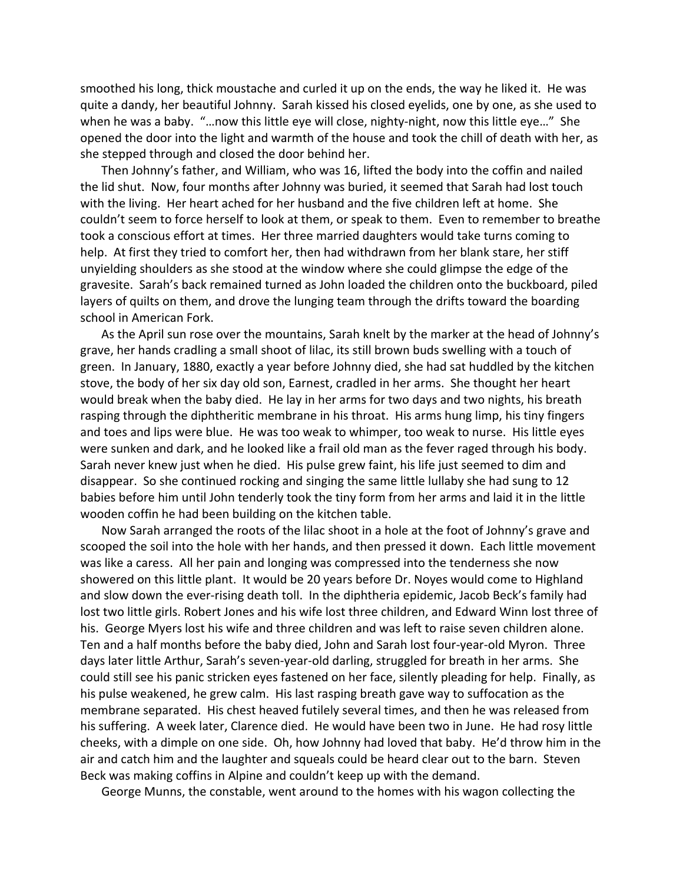smoothed his long, thick moustache and curled it up on the ends, the way he liked it. He was quite a dandy, her beautiful Johnny. Sarah kissed his closed eyelids, one by one, as she used to when he was a baby. "…now this little eye will close, nighty-night, now this little eye…" She opened the door into the light and warmth of the house and took the chill of death with her, as she stepped through and closed the door behind her.

Then Johnny's father, and William, who was 16, lifted the body into the coffin and nailed the lid shut. Now, four months after Johnny was buried, it seemed that Sarah had lost touch with the living. Her heart ached for her husband and the five children left at home. She couldn't seem to force herself to look at them, or speak to them. Even to remember to breathe took a conscious effort at times. Her three married daughters would take turns coming to help. At first they tried to comfort her, then had withdrawn from her blank stare, her stiff unyielding shoulders as she stood at the window where she could glimpse the edge of the gravesite. Sarah's back remained turned as John loaded the children onto the buckboard, piled layers of quilts on them, and drove the lunging team through the drifts toward the boarding school in American Fork.

As the April sun rose over the mountains, Sarah knelt by the marker at the head of Johnny's grave, her hands cradling a small shoot of lilac, its still brown buds swelling with a touch of green. In January, 1880, exactly a year before Johnny died, she had sat huddled by the kitchen stove, the body of her six day old son, Earnest, cradled in her arms. She thought her heart would break when the baby died. He lay in her arms for two days and two nights, his breath rasping through the diphtheritic membrane in his throat. His arms hung limp, his tiny fingers and toes and lips were blue. He was too weak to whimper, too weak to nurse. His little eyes were sunken and dark, and he looked like a frail old man as the fever raged through his body. Sarah never knew just when he died. His pulse grew faint, his life just seemed to dim and disappear. So she continued rocking and singing the same little lullaby she had sung to 12 babies before him until John tenderly took the tiny form from her arms and laid it in the little wooden coffin he had been building on the kitchen table.

Now Sarah arranged the roots of the lilac shoot in a hole at the foot of Johnny's grave and scooped the soil into the hole with her hands, and then pressed it down. Each little movement was like a caress. All her pain and longing was compressed into the tenderness she now showered on this little plant. It would be 20 years before Dr. Noyes would come to Highland and slow down the ever-rising death toll. In the diphtheria epidemic, Jacob Beck's family had lost two little girls. Robert Jones and his wife lost three children, and Edward Winn lost three of his. George Myers lost his wife and three children and was left to raise seven children alone. Ten and a half months before the baby died, John and Sarah lost four-year-old Myron. Three days later little Arthur, Sarah's seven-year-old darling, struggled for breath in her arms. She could still see his panic stricken eyes fastened on her face, silently pleading for help. Finally, as his pulse weakened, he grew calm. His last rasping breath gave way to suffocation as the membrane separated. His chest heaved futilely several times, and then he was released from his suffering. A week later, Clarence died. He would have been two in June. He had rosy little cheeks, with a dimple on one side. Oh, how Johnny had loved that baby. He'd throw him in the air and catch him and the laughter and squeals could be heard clear out to the barn. Steven Beck was making coffins in Alpine and couldn't keep up with the demand.

George Munns, the constable, went around to the homes with his wagon collecting the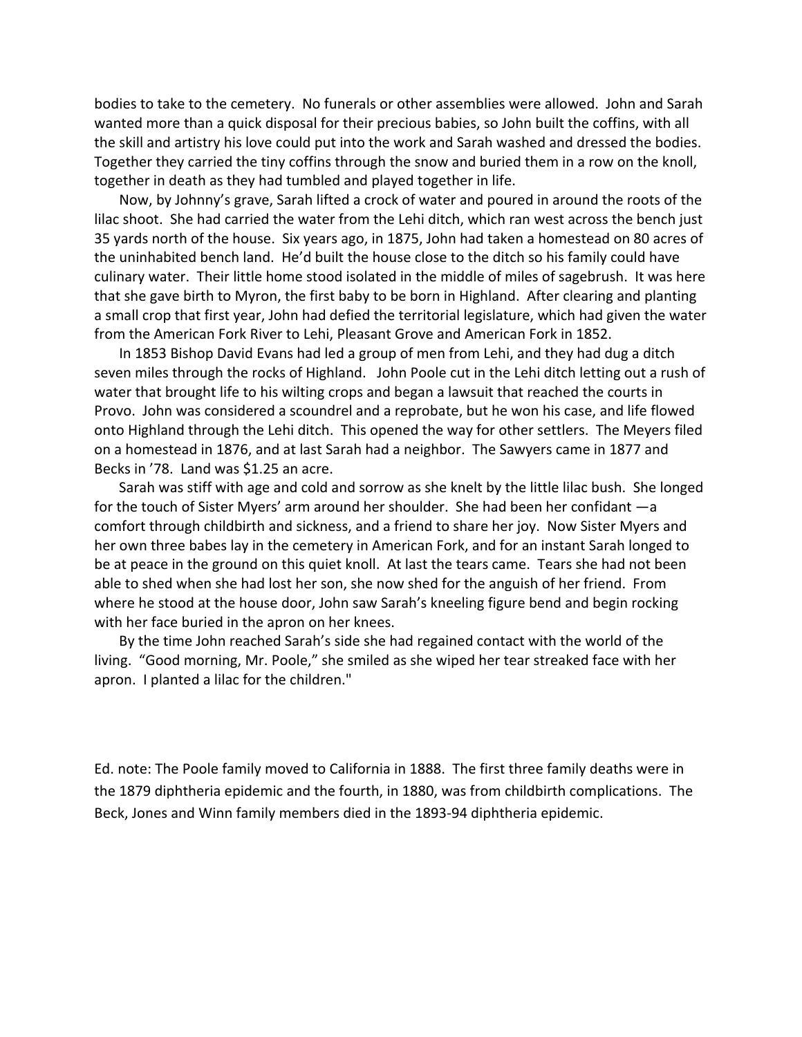bodies to take to the cemetery. No funerals or other assemblies were allowed. John and Sarah wanted more than a quick disposal for their precious babies, so John built the coffins, with all the skill and artistry his love could put into the work and Sarah washed and dressed the bodies. Together they carried the tiny coffins through the snow and buried them in a row on the knoll, together in death as they had tumbled and played together in life.

Now, by Johnny's grave, Sarah lifted a crock of water and poured in around the roots of the lilac shoot. She had carried the water from the Lehi ditch, which ran west across the bench just 35 yards north of the house. Six years ago, in 1875, John had taken a homestead on 80 acres of the uninhabited bench land. He'd built the house close to the ditch so his family could have culinary water. Their little home stood isolated in the middle of miles of sagebrush. It was here that she gave birth to Myron, the first baby to be born in Highland. After clearing and planting a small crop that first year, John had defied the territorial legislature, which had given the water from the American Fork River to Lehi, Pleasant Grove and American Fork in 1852.

In 1853 Bishop David Evans had led a group of men from Lehi, and they had dug a ditch seven miles through the rocks of Highland. John Poole cut in the Lehi ditch letting out a rush of water that brought life to his wilting crops and began a lawsuit that reached the courts in Provo. John was considered a scoundrel and a reprobate, but he won his case, and life flowed onto Highland through the Lehi ditch. This opened the way for other settlers. The Meyers filed on a homestead in 1876, and at last Sarah had a neighbor. The Sawyers came in 1877 and Becks in '78. Land was $1.25 an acre.

Sarah was stiff with age and cold and sorrow as she knelt by the little lilac bush. She longed for the touch of Sister Myers' arm around her shoulder. She had been her confidant —a comfort through childbirth and sickness, and a friend to share her joy. Now Sister Myers and her own three babes lay in the cemetery in American Fork, and for an instant Sarah longed to be at peace in the ground on this quiet knoll. At last the tears came. Tears she had not been able to shed when she had lost her son, she now shed for the anguish of her friend. From where he stood at the house door, John saw Sarah's kneeling figure bend and begin rocking with her face buried in the apron on her knees.

By the time John reached Sarah's side she had regained contact with the world of the living. "Good morning, Mr. Poole," she smiled as she wiped her tear streaked face with her apron. I planted a lilac for the children."

Ed. note: The Poole family moved to California in 1888. The first three family deaths were in the 1879 diphtheria epidemic and the fourth, in 1880, was from childbirth complications. The Beck, Jones and Winn family members died in the 1893-94 diphtheria epidemic.